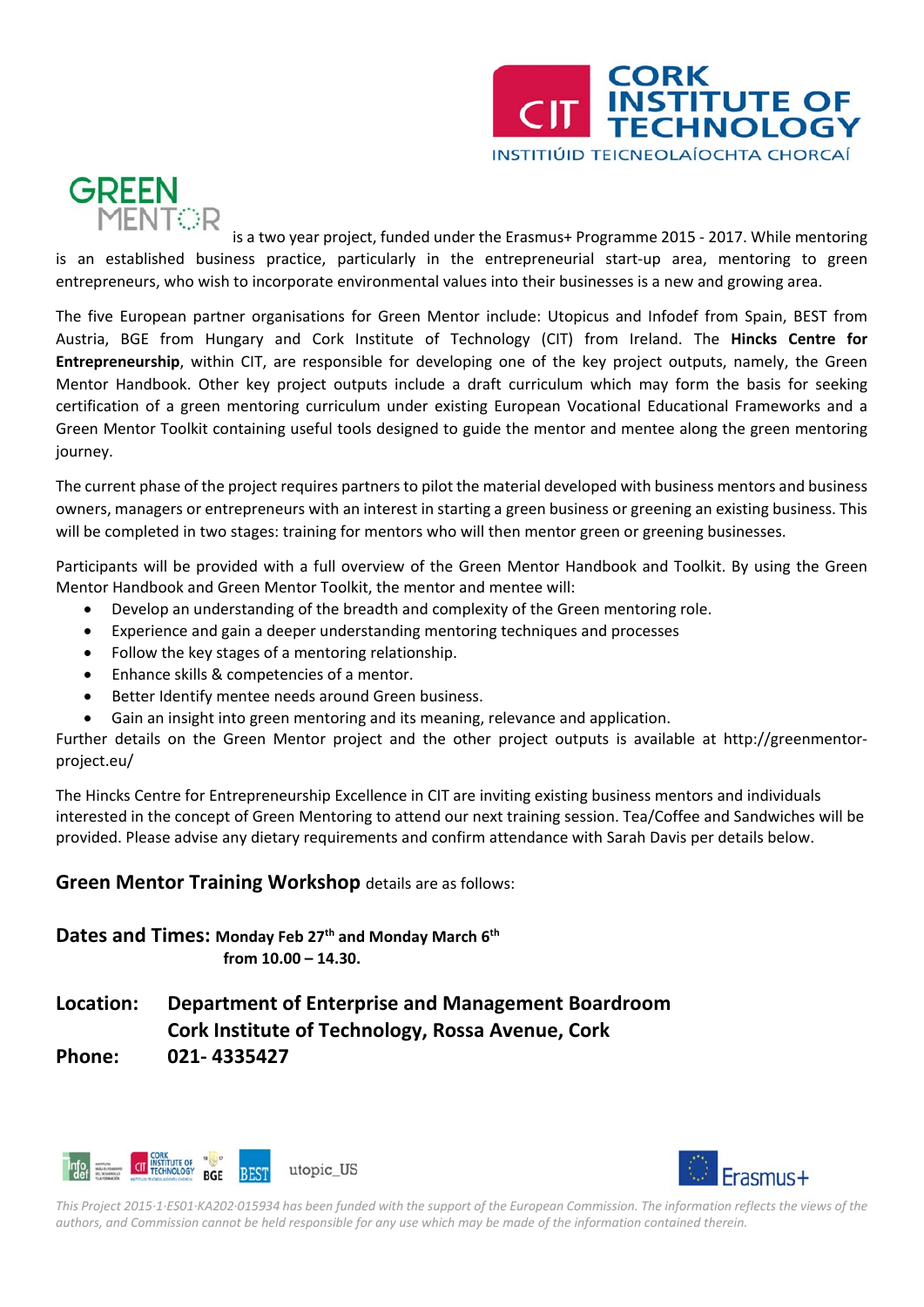GREEN MENTOR is a two year project, funded under the Erasmus+ Programme 2015 - 2017. While mentoring is an established business practice, particularly in the entrepreneurial start-up area, mentoring to green entrepreneurs, who wish to incorporate environmental values into their businesses is a new and growing area.

The five European partner organisations for Green Mentor include: Utopicus and Infodef from Spain, BEST from Austria, BGE from Hungary and Cork Institute of Technology (CIT) from Ireland. The **Hincks Centre for Entrepreneurship**, within CIT, are responsible for developing one of the key project outputs, namely, the Green Mentor Handbook. Other key project outputs include a draft curriculum which may form the basis for seeking certification of a green mentoring curriculum under existing European Vocational Educational Frameworks and a Green Mentor Toolkit containing useful tools designed to guide the mentor and mentee along the green mentoring journey.

The current phase of the project requires partners to pilot the material developed with business mentors and business owners, managers or entrepreneurs with an interest in starting a green business or greening an existing business. This will be completed in two stages: training for mentors who will then mentor green or greening businesses.

Participants will be provided with a full overview of the Green Mentor Handbook and Toolkit. By using the Green Mentor Handbook and Green Mentor Toolkit, the mentor and mentee will:

- Develop an understanding of the breadth and complexity of the Green mentoring role.
- Experience and gain a deeper understanding mentoring techniques and processes
- Follow the key stages of a mentoring relationship.
- Enhance skills & competencies of a mentor.
- Better Identify mentee needs around Green business.
- Gain an insight into green mentoring and its meaning, relevance and application.

Further details on the Green Mentor project and the other project outputs is available at http://greenmentor-project.eu/

The Hincks Centre for Entrepreneurship Excellence in CIT are inviting existing business mentors and individuals interested in the concept of Green Mentoring to attend our next training session. Tea/Coffee and Sandwiches will be provided. Please advise any dietary requirements and confirm attendance with Sarah Davis per details below.

**Green Mentor Training Workshop** details are as follows:

**Dates and Times: Monday Feb 27th and Monday March 6th from 10.00 – 14.30.**

**Location: Department of Enterprise and Management Boardroom**
**Cork Institute of Technology, Rossa Avenue, Cork**

**Phone: 021- 4335427**

*This Project 2015-1-ES01-KA202-015934 has been funded with the support of the European Commission. The information reflects the views of the authors, and Commission cannot be held responsible for any use which may be made of the information contained therein.*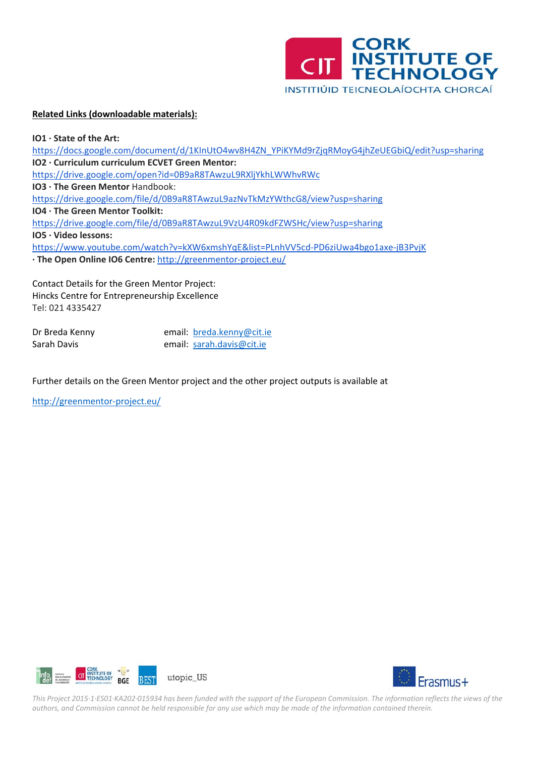**Related Links (downloadable materials):**

**IO1 · State of the Art:**
https://docs.google.com/document/d/1KInUtO4wv8H4ZN_YPiKYMd9rZjqRMoyG4jhZeUEGbiQ/edit?usp=sharing
**IO2 · Curriculum curriculum ECVET Green Mentor:**
https://drive.google.com/open?id=0B9aR8TAwzuL9RXljYkhLWWhvRWc
**IO3 · The Green Mentor** Handbook:
https://drive.google.com/file/d/0B9aR8TAwzuL9azNvTkMzYWthcG8/view?usp=sharing
**IO4 · The Green Mentor Toolkit:**
https://drive.google.com/file/d/0B9aR8TAwzuL9VzU4R09kdFZWSHc/view?usp=sharing
**IO5 · Video lessons:**
https://www.youtube.com/watch?v=kXW6xmshYqE&list=PLnhVV5cd-PD6ziUwa4bgo1axe-jB3PvjK
**· The Open Online IO6 Centre:** http://greenmentor-project.eu/

Contact Details for the Green Mentor Project:
Hincks Centre for Entrepreneurship Excellence
Tel: 021 4335427

Dr Breda Kenny email: breda.kenny@cit.ie
Sarah Davis email: sarah.davis@cit.ie

Further details on the Green Mentor project and the other project outputs is available at

http://greenmentor-project.eu/

*This Project 2015-1-ES01-KA202-015934 has been funded with the support of the European Commission. The information reflects the views of the authors, and Commission cannot be held responsible for any use which may be made of the information contained therein.*